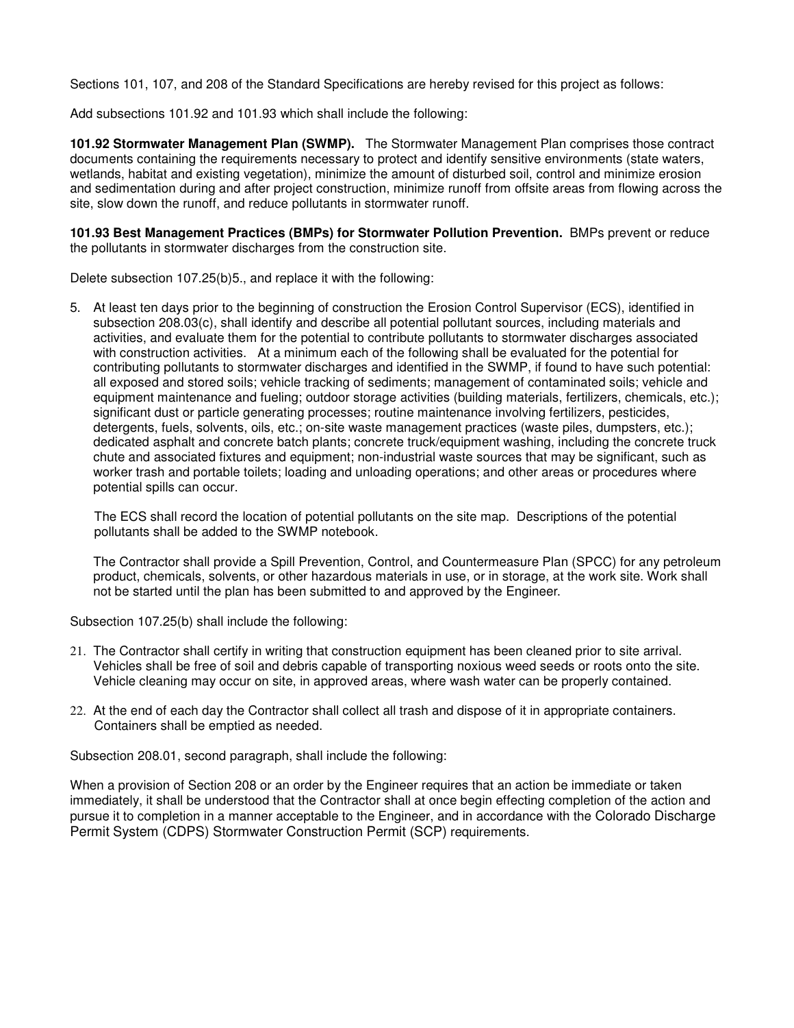Sections 101, 107, and 208 of the Standard Specifications are hereby revised for this project as follows:

Add subsections 101.92 and 101.93 which shall include the following:

**101.92 Stormwater Management Plan (SWMP).** The Stormwater Management Plan comprises those contract documents containing the requirements necessary to protect and identify sensitive environments (state waters, wetlands, habitat and existing vegetation), minimize the amount of disturbed soil, control and minimize erosion and sedimentation during and after project construction, minimize runoff from offsite areas from flowing across the site, slow down the runoff, and reduce pollutants in stormwater runoff.

**101.93 Best Management Practices (BMPs) for Stormwater Pollution Prevention.** BMPs prevent or reduce the pollutants in stormwater discharges from the construction site.

Delete subsection 107.25(b)5., and replace it with the following:

5. At least ten days prior to the beginning of construction the Erosion Control Supervisor (ECS), identified in subsection 208.03(c), shall identify and describe all potential pollutant sources, including materials and activities, and evaluate them for the potential to contribute pollutants to stormwater discharges associated with construction activities. At a minimum each of the following shall be evaluated for the potential for contributing pollutants to stormwater discharges and identified in the SWMP, if found to have such potential: all exposed and stored soils; vehicle tracking of sediments; management of contaminated soils; vehicle and equipment maintenance and fueling; outdoor storage activities (building materials, fertilizers, chemicals, etc.); significant dust or particle generating processes; routine maintenance involving fertilizers, pesticides, detergents, fuels, solvents, oils, etc.; on-site waste management practices (waste piles, dumpsters, etc.); dedicated asphalt and concrete batch plants; concrete truck/equipment washing, including the concrete truck chute and associated fixtures and equipment; non-industrial waste sources that may be significant, such as worker trash and portable toilets; loading and unloading operations; and other areas or procedures where potential spills can occur.

   The ECS shall record the location of potential pollutants on the site map. Descriptions of the potential pollutants shall be added to the SWMP notebook.

   The Contractor shall provide a Spill Prevention, Control, and Countermeasure Plan (SPCC) for any petroleum product, chemicals, solvents, or other hazardous materials in use, or in storage, at the work site. Work shall not be started until the plan has been submitted to and approved by the Engineer.

Subsection 107.25(b) shall include the following:

21. The Contractor shall certify in writing that construction equipment has been cleaned prior to site arrival. Vehicles shall be free of soil and debris capable of transporting noxious weed seeds or roots onto the site. Vehicle cleaning may occur on site, in approved areas, where wash water can be properly contained.

22. At the end of each day the Contractor shall collect all trash and dispose of it in appropriate containers. Containers shall be emptied as needed.

Subsection 208.01, second paragraph, shall include the following:

When a provision of Section 208 or an order by the Engineer requires that an action be immediate or taken immediately, it shall be understood that the Contractor shall at once begin effecting completion of the action and pursue it to completion in a manner acceptable to the Engineer, and in accordance with the Colorado Discharge Permit System (CDPS) Stormwater Construction Permit (SCP) requirements.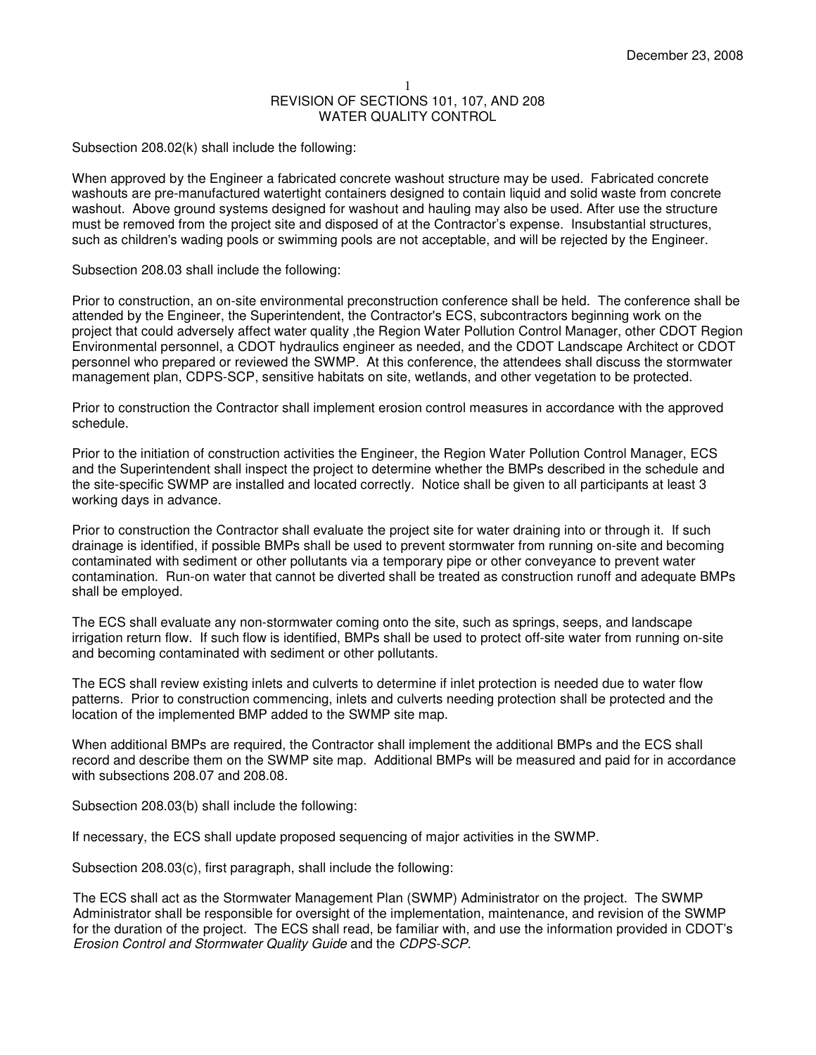December 23, 2008

REVISION OF SECTIONS 101, 107, AND 208
WATER QUALITY CONTROL

Subsection 208.02(k) shall include the following:

When approved by the Engineer a fabricated concrete washout structure may be used. Fabricated concrete washouts are pre-manufactured watertight containers designed to contain liquid and solid waste from concrete washout. Above ground systems designed for washout and hauling may also be used. After use the structure must be removed from the project site and disposed of at the Contractor's expense. Insubstantial structures, such as children's wading pools or swimming pools are not acceptable, and will be rejected by the Engineer.

Subsection 208.03 shall include the following:

Prior to construction, an on-site environmental preconstruction conference shall be held. The conference shall be attended by the Engineer, the Superintendent, the Contractor's ECS, subcontractors beginning work on the project that could adversely affect water quality ,the Region Water Pollution Control Manager, other CDOT Region Environmental personnel, a CDOT hydraulics engineer as needed, and the CDOT Landscape Architect or CDOT personnel who prepared or reviewed the SWMP. At this conference, the attendees shall discuss the stormwater management plan, CDPS-SCP, sensitive habitats on site, wetlands, and other vegetation to be protected.

Prior to construction the Contractor shall implement erosion control measures in accordance with the approved schedule.

Prior to the initiation of construction activities the Engineer, the Region Water Pollution Control Manager, ECS and the Superintendent shall inspect the project to determine whether the BMPs described in the schedule and the site-specific SWMP are installed and located correctly. Notice shall be given to all participants at least 3 working days in advance.

Prior to construction the Contractor shall evaluate the project site for water draining into or through it. If such drainage is identified, if possible BMPs shall be used to prevent stormwater from running on-site and becoming contaminated with sediment or other pollutants via a temporary pipe or other conveyance to prevent water contamination. Run-on water that cannot be diverted shall be treated as construction runoff and adequate BMPs shall be employed.

The ECS shall evaluate any non-stormwater coming onto the site, such as springs, seeps, and landscape irrigation return flow. If such flow is identified, BMPs shall be used to protect off-site water from running on-site and becoming contaminated with sediment or other pollutants.

The ECS shall review existing inlets and culverts to determine if inlet protection is needed due to water flow patterns. Prior to construction commencing, inlets and culverts needing protection shall be protected and the location of the implemented BMP added to the SWMP site map.

When additional BMPs are required, the Contractor shall implement the additional BMPs and the ECS shall record and describe them on the SWMP site map. Additional BMPs will be measured and paid for in accordance with subsections 208.07 and 208.08.

Subsection 208.03(b) shall include the following:

If necessary, the ECS shall update proposed sequencing of major activities in the SWMP.

Subsection 208.03(c), first paragraph, shall include the following:

The ECS shall act as the Stormwater Management Plan (SWMP) Administrator on the project. The SWMP Administrator shall be responsible for oversight of the implementation, maintenance, and revision of the SWMP for the duration of the project. The ECS shall read, be familiar with, and use the information provided in CDOT's *Erosion Control and Stormwater Quality Guide* and the *CDPS-SCP*.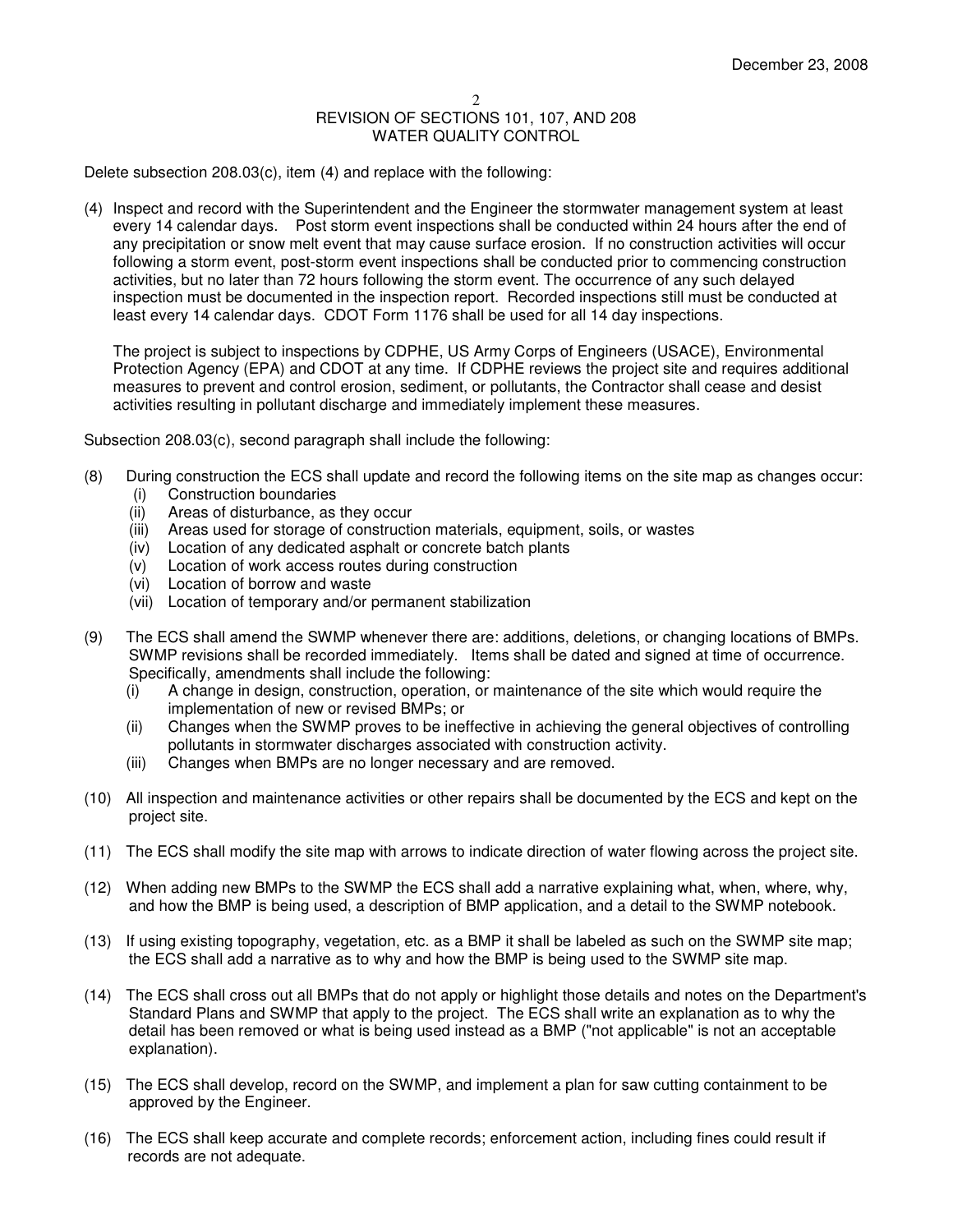REVISION OF SECTIONS 101, 107, AND 208
WATER QUALITY CONTROL

Delete subsection 208.03(c), item (4) and replace with the following:

(4) Inspect and record with the Superintendent and the Engineer the stormwater management system at least every 14 calendar days. Post storm event inspections shall be conducted within 24 hours after the end of any precipitation or snow melt event that may cause surface erosion. If no construction activities will occur following a storm event, post-storm event inspections shall be conducted prior to commencing construction activities, but no later than 72 hours following the storm event. The occurrence of any such delayed inspection must be documented in the inspection report. Recorded inspections still must be conducted at least every 14 calendar days. CDOT Form 1176 shall be used for all 14 day inspections.

The project is subject to inspections by CDPHE, US Army Corps of Engineers (USACE), Environmental Protection Agency (EPA) and CDOT at any time. If CDPHE reviews the project site and requires additional measures to prevent and control erosion, sediment, or pollutants, the Contractor shall cease and desist activities resulting in pollutant discharge and immediately implement these measures.

Subsection 208.03(c), second paragraph shall include the following:

(8) During construction the ECS shall update and record the following items on the site map as changes occur:
  - (i) Construction boundaries
  - (ii) Areas of disturbance, as they occur
  - (iii) Areas used for storage of construction materials, equipment, soils, or wastes
  - (iv) Location of any dedicated asphalt or concrete batch plants
  - (v) Location of work access routes during construction
  - (vi) Location of borrow and waste
  - (vii) Location of temporary and/or permanent stabilization

(9) The ECS shall amend the SWMP whenever there are: additions, deletions, or changing locations of BMPs. SWMP revisions shall be recorded immediately. Items shall be dated and signed at time of occurrence. Specifically, amendments shall include the following:
  - (i) A change in design, construction, operation, or maintenance of the site which would require the implementation of new or revised BMPs; or
  - (ii) Changes when the SWMP proves to be ineffective in achieving the general objectives of controlling pollutants in stormwater discharges associated with construction activity.
  - (iii) Changes when BMPs are no longer necessary and are removed.

(10) All inspection and maintenance activities or other repairs shall be documented by the ECS and kept on the project site.

(11) The ECS shall modify the site map with arrows to indicate direction of water flowing across the project site.

(12) When adding new BMPs to the SWMP the ECS shall add a narrative explaining what, when, where, why, and how the BMP is being used, a description of BMP application, and a detail to the SWMP notebook.

(13) If using existing topography, vegetation, etc. as a BMP it shall be labeled as such on the SWMP site map; the ECS shall add a narrative as to why and how the BMP is being used to the SWMP site map.

(14) The ECS shall cross out all BMPs that do not apply or highlight those details and notes on the Department's Standard Plans and SWMP that apply to the project. The ECS shall write an explanation as to why the detail has been removed or what is being used instead as a BMP ("not applicable" is not an acceptable explanation).

(15) The ECS shall develop, record on the SWMP, and implement a plan for saw cutting containment to be approved by the Engineer.

(16) The ECS shall keep accurate and complete records; enforcement action, including fines could result if records are not adequate.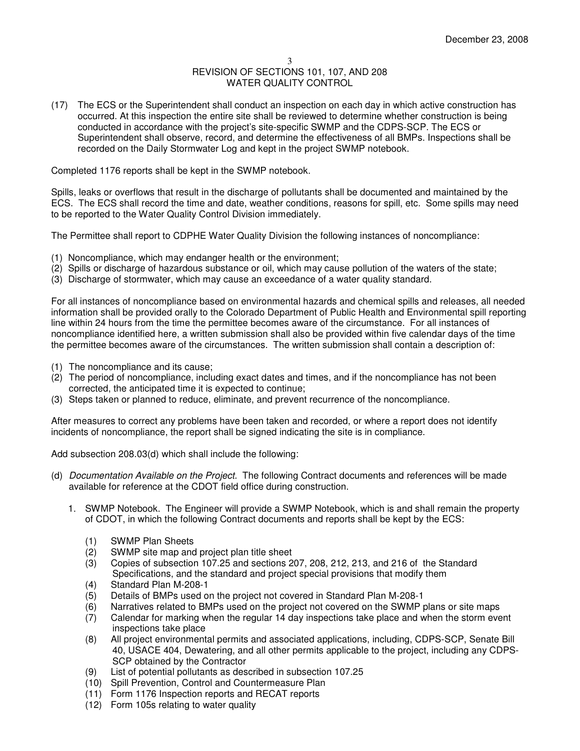REVISION OF SECTIONS 101, 107, AND 208
WATER QUALITY CONTROL

(17) The ECS or the Superintendent shall conduct an inspection on each day in which active construction has occurred. At this inspection the entire site shall be reviewed to determine whether construction is being conducted in accordance with the project's site-specific SWMP and the CDPS-SCP. The ECS or Superintendent shall observe, record, and determine the effectiveness of all BMPs. Inspections shall be recorded on the Daily Stormwater Log and kept in the project SWMP notebook.

Completed 1176 reports shall be kept in the SWMP notebook.

Spills, leaks or overflows that result in the discharge of pollutants shall be documented and maintained by the ECS. The ECS shall record the time and date, weather conditions, reasons for spill, etc. Some spills may need to be reported to the Water Quality Control Division immediately.

The Permittee shall report to CDPHE Water Quality Division the following instances of noncompliance:

(1) Noncompliance, which may endanger health or the environment;
(2) Spills or discharge of hazardous substance or oil, which may cause pollution of the waters of the state;
(3) Discharge of stormwater, which may cause an exceedance of a water quality standard.

For all instances of noncompliance based on environmental hazards and chemical spills and releases, all needed information shall be provided orally to the Colorado Department of Public Health and Environmental spill reporting line within 24 hours from the time the permittee becomes aware of the circumstance. For all instances of noncompliance identified here, a written submission shall also be provided within five calendar days of the time the permittee becomes aware of the circumstances. The written submission shall contain a description of:

(1) The noncompliance and its cause;
(2) The period of noncompliance, including exact dates and times, and if the noncompliance has not been corrected, the anticipated time it is expected to continue;
(3) Steps taken or planned to reduce, eliminate, and prevent recurrence of the noncompliance.

After measures to correct any problems have been taken and recorded, or where a report does not identify incidents of noncompliance, the report shall be signed indicating the site is in compliance.

Add subsection 208.03(d) which shall include the following:

(d) *Documentation Available on the Project.* The following Contract documents and references will be made available for reference at the CDOT field office during construction.

1. SWMP Notebook. The Engineer will provide a SWMP Notebook, which is and shall remain the property of CDOT, in which the following Contract documents and reports shall be kept by the ECS:

   (1) SWMP Plan Sheets
   (2) SWMP site map and project plan title sheet
   (3) Copies of subsection 107.25 and sections 207, 208, 212, 213, and 216 of the Standard Specifications, and the standard and project special provisions that modify them
   (4) Standard Plan M-208-1
   (5) Details of BMPs used on the project not covered in Standard Plan M-208-1
   (6) Narratives related to BMPs used on the project not covered on the SWMP plans or site maps
   (7) Calendar for marking when the regular 14 day inspections take place and when the storm event inspections take place
   (8) All project environmental permits and associated applications, including, CDPS-SCP, Senate Bill 40, USACE 404, Dewatering, and all other permits applicable to the project, including any CDPS-SCP obtained by the Contractor
   (9) List of potential pollutants as described in subsection 107.25
   (10) Spill Prevention, Control and Countermeasure Plan
   (11) Form 1176 Inspection reports and RECAT reports
   (12) Form 105s relating to water quality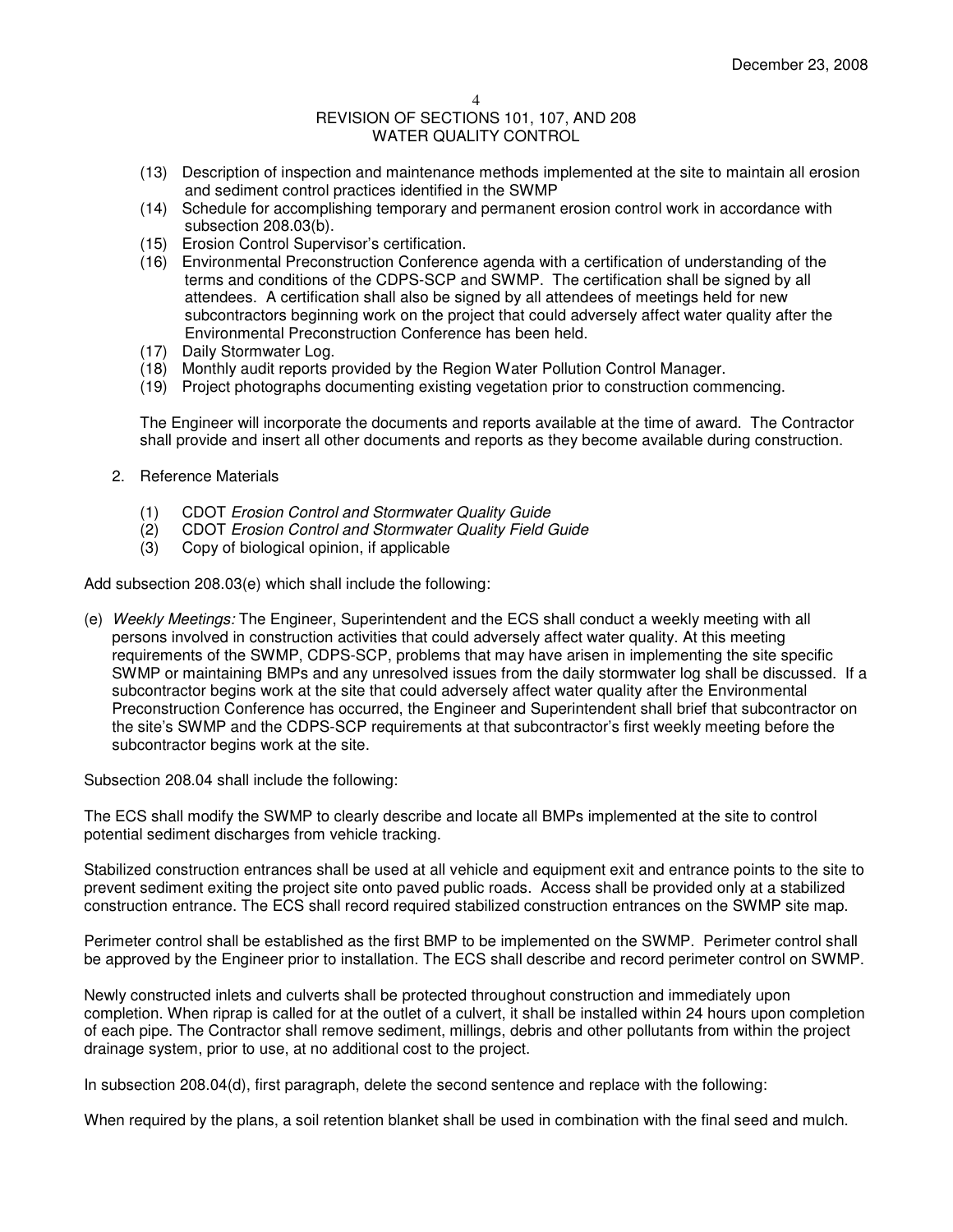(13) Description of inspection and maintenance methods implemented at the site to maintain all erosion and sediment control practices identified in the SWMP
(14) Schedule for accomplishing temporary and permanent erosion control work in accordance with subsection 208.03(b).
(15) Erosion Control Supervisor's certification.
(16) Environmental Preconstruction Conference agenda with a certification of understanding of the terms and conditions of the CDPS-SCP and SWMP. The certification shall be signed by all attendees. A certification shall also be signed by all attendees of meetings held for new subcontractors beginning work on the project that could adversely affect water quality after the Environmental Preconstruction Conference has been held.
(17) Daily Stormwater Log.
(18) Monthly audit reports provided by the Region Water Pollution Control Manager.
(19) Project photographs documenting existing vegetation prior to construction commencing.

The Engineer will incorporate the documents and reports available at the time of award. The Contractor shall provide and insert all other documents and reports as they become available during construction.

2. Reference Materials

(1) CDOT *Erosion Control and Stormwater Quality Guide*
(2) CDOT *Erosion Control and Stormwater Quality Field Guide*
(3) Copy of biological opinion, if applicable

Add subsection 208.03(e) which shall include the following:

(e) *Weekly Meetings:* The Engineer, Superintendent and the ECS shall conduct a weekly meeting with all persons involved in construction activities that could adversely affect water quality. At this meeting requirements of the SWMP, CDPS-SCP, problems that may have arisen in implementing the site specific SWMP or maintaining BMPs and any unresolved issues from the daily stormwater log shall be discussed. If a subcontractor begins work at the site that could adversely affect water quality after the Environmental Preconstruction Conference has occurred, the Engineer and Superintendent shall brief that subcontractor on the site's SWMP and the CDPS-SCP requirements at that subcontractor's first weekly meeting before the subcontractor begins work at the site.

Subsection 208.04 shall include the following:

The ECS shall modify the SWMP to clearly describe and locate all BMPs implemented at the site to control potential sediment discharges from vehicle tracking.

Stabilized construction entrances shall be used at all vehicle and equipment exit and entrance points to the site to prevent sediment exiting the project site onto paved public roads. Access shall be provided only at a stabilized construction entrance. The ECS shall record required stabilized construction entrances on the SWMP site map.

Perimeter control shall be established as the first BMP to be implemented on the SWMP. Perimeter control shall be approved by the Engineer prior to installation. The ECS shall describe and record perimeter control on SWMP.

Newly constructed inlets and culverts shall be protected throughout construction and immediately upon completion. When riprap is called for at the outlet of a culvert, it shall be installed within 24 hours upon completion of each pipe. The Contractor shall remove sediment, millings, debris and other pollutants from within the project drainage system, prior to use, at no additional cost to the project.

In subsection 208.04(d), first paragraph, delete the second sentence and replace with the following:

When required by the plans, a soil retention blanket shall be used in combination with the final seed and mulch.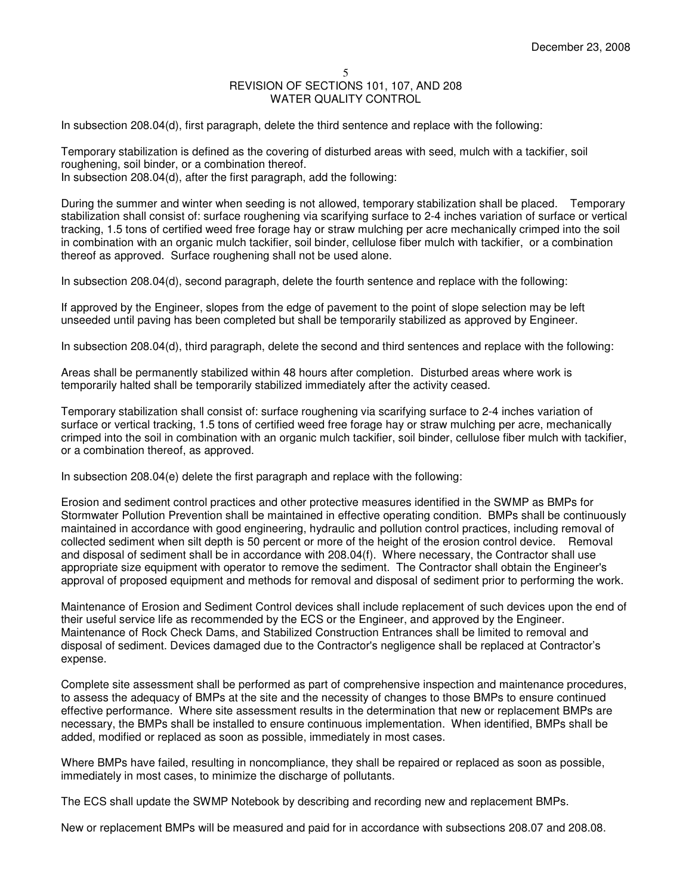December 23, 2008

# REVISION OF SECTIONS 101, 107, AND 208
# WATER QUALITY CONTROL

In subsection 208.04(d), first paragraph, delete the third sentence and replace with the following:

Temporary stabilization is defined as the covering of disturbed areas with seed, mulch with a tackifier, soil roughening, soil binder, or a combination thereof.
In subsection 208.04(d), after the first paragraph, add the following:

During the summer and winter when seeding is not allowed, temporary stabilization shall be placed. Temporary stabilization shall consist of: surface roughening via scarifying surface to 2-4 inches variation of surface or vertical tracking, 1.5 tons of certified weed free forage hay or straw mulching per acre mechanically crimped into the soil in combination with an organic mulch tackifier, soil binder, cellulose fiber mulch with tackifier, or a combination thereof as approved. Surface roughening shall not be used alone.

In subsection 208.04(d), second paragraph, delete the fourth sentence and replace with the following:

If approved by the Engineer, slopes from the edge of pavement to the point of slope selection may be left unseeded until paving has been completed but shall be temporarily stabilized as approved by Engineer.

In subsection 208.04(d), third paragraph, delete the second and third sentences and replace with the following:

Areas shall be permanently stabilized within 48 hours after completion. Disturbed areas where work is temporarily halted shall be temporarily stabilized immediately after the activity ceased.

Temporary stabilization shall consist of: surface roughening via scarifying surface to 2-4 inches variation of surface or vertical tracking, 1.5 tons of certified weed free forage hay or straw mulching per acre, mechanically crimped into the soil in combination with an organic mulch tackifier, soil binder, cellulose fiber mulch with tackifier, or a combination thereof, as approved.

In subsection 208.04(e) delete the first paragraph and replace with the following:

Erosion and sediment control practices and other protective measures identified in the SWMP as BMPs for Stormwater Pollution Prevention shall be maintained in effective operating condition. BMPs shall be continuously maintained in accordance with good engineering, hydraulic and pollution control practices, including removal of collected sediment when silt depth is 50 percent or more of the height of the erosion control device. Removal and disposal of sediment shall be in accordance with 208.04(f). Where necessary, the Contractor shall use appropriate size equipment with operator to remove the sediment. The Contractor shall obtain the Engineer's approval of proposed equipment and methods for removal and disposal of sediment prior to performing the work.

Maintenance of Erosion and Sediment Control devices shall include replacement of such devices upon the end of their useful service life as recommended by the ECS or the Engineer, and approved by the Engineer. Maintenance of Rock Check Dams, and Stabilized Construction Entrances shall be limited to removal and disposal of sediment. Devices damaged due to the Contractor's negligence shall be replaced at Contractor's expense.

Complete site assessment shall be performed as part of comprehensive inspection and maintenance procedures, to assess the adequacy of BMPs at the site and the necessity of changes to those BMPs to ensure continued effective performance. Where site assessment results in the determination that new or replacement BMPs are necessary, the BMPs shall be installed to ensure continuous implementation. When identified, BMPs shall be added, modified or replaced as soon as possible, immediately in most cases.

Where BMPs have failed, resulting in noncompliance, they shall be repaired or replaced as soon as possible, immediately in most cases, to minimize the discharge of pollutants.

The ECS shall update the SWMP Notebook by describing and recording new and replacement BMPs.

New or replacement BMPs will be measured and paid for in accordance with subsections 208.07 and 208.08.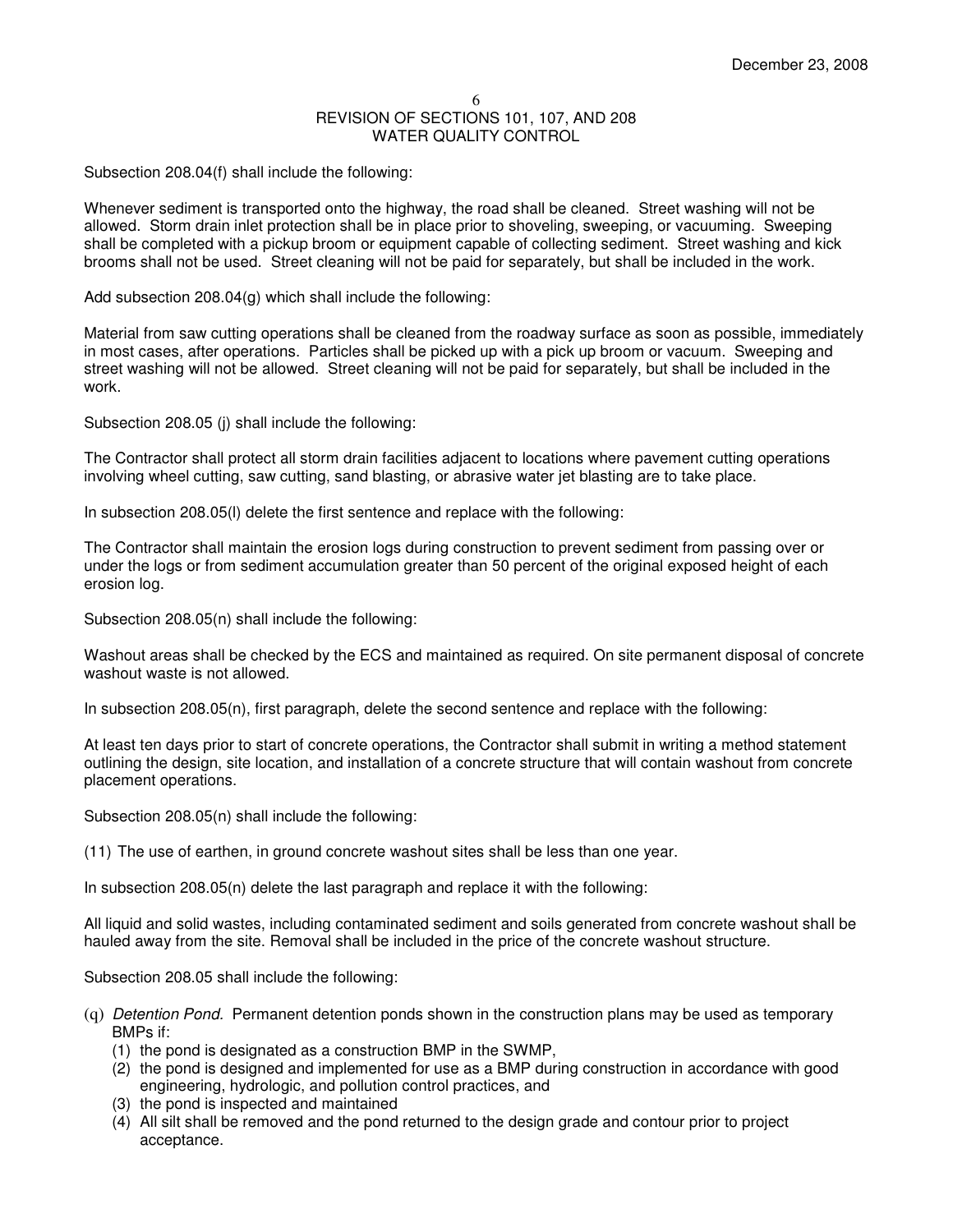REVISION OF SECTIONS 101, 107, AND 208
WATER QUALITY CONTROL

Subsection 208.04(f) shall include the following:

Whenever sediment is transported onto the highway, the road shall be cleaned. Street washing will not be allowed. Storm drain inlet protection shall be in place prior to shoveling, sweeping, or vacuuming. Sweeping shall be completed with a pickup broom or equipment capable of collecting sediment. Street washing and kick brooms shall not be used. Street cleaning will not be paid for separately, but shall be included in the work.

Add subsection 208.04(g) which shall include the following:

Material from saw cutting operations shall be cleaned from the roadway surface as soon as possible, immediately in most cases, after operations. Particles shall be picked up with a pick up broom or vacuum. Sweeping and street washing will not be allowed. Street cleaning will not be paid for separately, but shall be included in the work.

Subsection 208.05 (j) shall include the following:

The Contractor shall protect all storm drain facilities adjacent to locations where pavement cutting operations involving wheel cutting, saw cutting, sand blasting, or abrasive water jet blasting are to take place.

In subsection 208.05(l) delete the first sentence and replace with the following:

The Contractor shall maintain the erosion logs during construction to prevent sediment from passing over or under the logs or from sediment accumulation greater than 50 percent of the original exposed height of each erosion log.

Subsection 208.05(n) shall include the following:

Washout areas shall be checked by the ECS and maintained as required. On site permanent disposal of concrete washout waste is not allowed.

In subsection 208.05(n), first paragraph, delete the second sentence and replace with the following:

At least ten days prior to start of concrete operations, the Contractor shall submit in writing a method statement outlining the design, site location, and installation of a concrete structure that will contain washout from concrete placement operations.

Subsection 208.05(n) shall include the following:

(11) The use of earthen, in ground concrete washout sites shall be less than one year.

In subsection 208.05(n) delete the last paragraph and replace it with the following:

All liquid and solid wastes, including contaminated sediment and soils generated from concrete washout shall be hauled away from the site. Removal shall be included in the price of the concrete washout structure.

Subsection 208.05 shall include the following:

(q) *Detention Pond.* Permanent detention ponds shown in the construction plans may be used as temporary BMPs if:
   (1) the pond is designated as a construction BMP in the SWMP,
   (2) the pond is designed and implemented for use as a BMP during construction in accordance with good engineering, hydrologic, and pollution control practices, and
   (3) the pond is inspected and maintained
   (4) All silt shall be removed and the pond returned to the design grade and contour prior to project acceptance.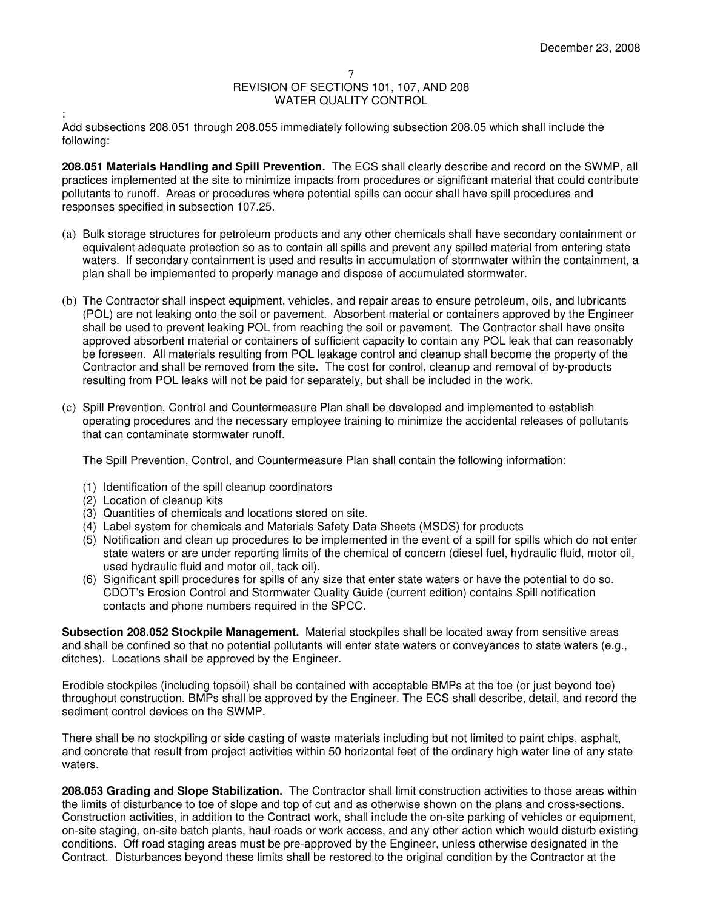REVISION OF SECTIONS 101, 107, AND 208
WATER QUALITY CONTROL

:

Add subsections 208.051 through 208.055 immediately following subsection 208.05 which shall include the following:

**208.051 Materials Handling and Spill Prevention.** The ECS shall clearly describe and record on the SWMP, all practices implemented at the site to minimize impacts from procedures or significant material that could contribute pollutants to runoff. Areas or procedures where potential spills can occur shall have spill procedures and responses specified in subsection 107.25.

(a) Bulk storage structures for petroleum products and any other chemicals shall have secondary containment or equivalent adequate protection so as to contain all spills and prevent any spilled material from entering state waters. If secondary containment is used and results in accumulation of stormwater within the containment, a plan shall be implemented to properly manage and dispose of accumulated stormwater.

(b) The Contractor shall inspect equipment, vehicles, and repair areas to ensure petroleum, oils, and lubricants (POL) are not leaking onto the soil or pavement. Absorbent material or containers approved by the Engineer shall be used to prevent leaking POL from reaching the soil or pavement. The Contractor shall have onsite approved absorbent material or containers of sufficient capacity to contain any POL leak that can reasonably be foreseen. All materials resulting from POL leakage control and cleanup shall become the property of the Contractor and shall be removed from the site. The cost for control, cleanup and removal of by-products resulting from POL leaks will not be paid for separately, but shall be included in the work.

(c) Spill Prevention, Control and Countermeasure Plan shall be developed and implemented to establish operating procedures and the necessary employee training to minimize the accidental releases of pollutants that can contaminate stormwater runoff.

The Spill Prevention, Control, and Countermeasure Plan shall contain the following information:

(1) Identification of the spill cleanup coordinators
(2) Location of cleanup kits
(3) Quantities of chemicals and locations stored on site.
(4) Label system for chemicals and Materials Safety Data Sheets (MSDS) for products
(5) Notification and clean up procedures to be implemented in the event of a spill for spills which do not enter state waters or are under reporting limits of the chemical of concern (diesel fuel, hydraulic fluid, motor oil, used hydraulic fluid and motor oil, tack oil).
(6) Significant spill procedures for spills of any size that enter state waters or have the potential to do so. CDOT's Erosion Control and Stormwater Quality Guide (current edition) contains Spill notification contacts and phone numbers required in the SPCC.

**Subsection 208.052 Stockpile Management.** Material stockpiles shall be located away from sensitive areas and shall be confined so that no potential pollutants will enter state waters or conveyances to state waters (e.g., ditches). Locations shall be approved by the Engineer.

Erodible stockpiles (including topsoil) shall be contained with acceptable BMPs at the toe (or just beyond toe) throughout construction. BMPs shall be approved by the Engineer. The ECS shall describe, detail, and record the sediment control devices on the SWMP.

There shall be no stockpiling or side casting of waste materials including but not limited to paint chips, asphalt, and concrete that result from project activities within 50 horizontal feet of the ordinary high water line of any state waters.

**208.053 Grading and Slope Stabilization.** The Contractor shall limit construction activities to those areas within the limits of disturbance to toe of slope and top of cut and as otherwise shown on the plans and cross-sections. Construction activities, in addition to the Contract work, shall include the on-site parking of vehicles or equipment, on-site staging, on-site batch plants, haul roads or work access, and any other action which would disturb existing conditions. Off road staging areas must be pre-approved by the Engineer, unless otherwise designated in the Contract. Disturbances beyond these limits shall be restored to the original condition by the Contractor at the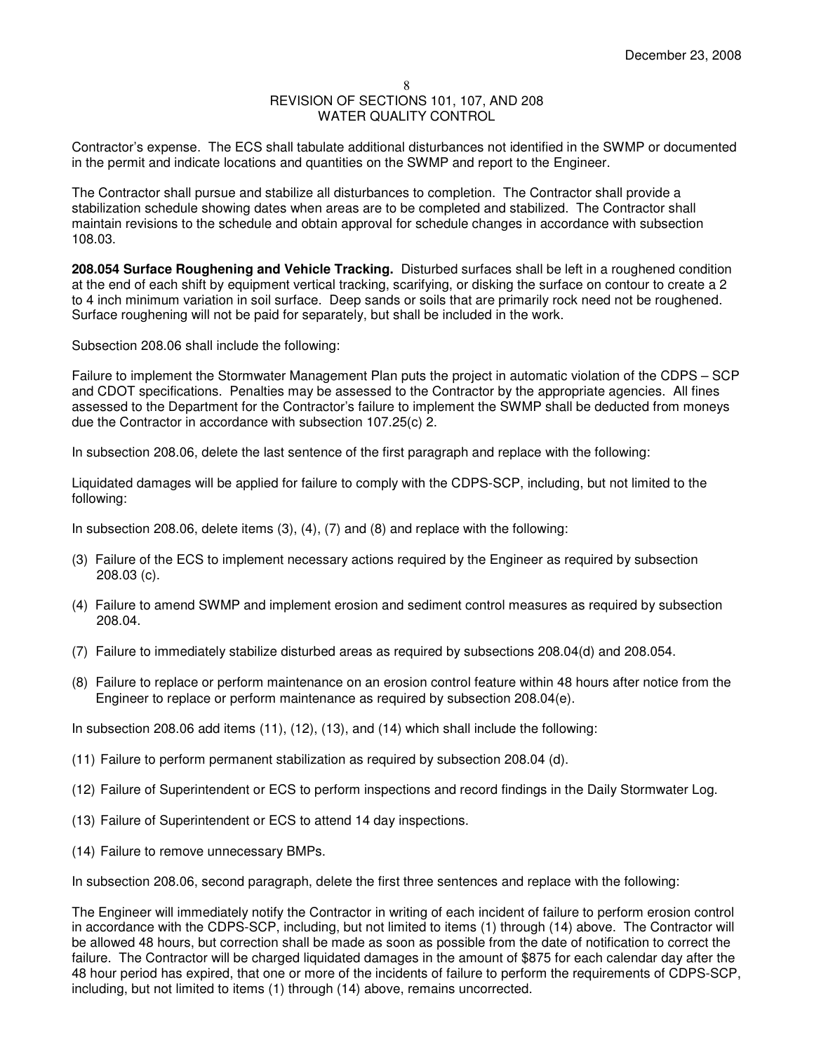Contractor's expense. The ECS shall tabulate additional disturbances not identified in the SWMP or documented in the permit and indicate locations and quantities on the SWMP and report to the Engineer.

The Contractor shall pursue and stabilize all disturbances to completion. The Contractor shall provide a stabilization schedule showing dates when areas are to be completed and stabilized. The Contractor shall maintain revisions to the schedule and obtain approval for schedule changes in accordance with subsection 108.03.

**208.054 Surface Roughening and Vehicle Tracking.** Disturbed surfaces shall be left in a roughened condition at the end of each shift by equipment vertical tracking, scarifying, or disking the surface on contour to create a 2 to 4 inch minimum variation in soil surface. Deep sands or soils that are primarily rock need not be roughened. Surface roughening will not be paid for separately, but shall be included in the work.

Subsection 208.06 shall include the following:

Failure to implement the Stormwater Management Plan puts the project in automatic violation of the CDPS – SCP and CDOT specifications. Penalties may be assessed to the Contractor by the appropriate agencies. All fines assessed to the Department for the Contractor's failure to implement the SWMP shall be deducted from moneys due the Contractor in accordance with subsection 107.25(c) 2.

In subsection 208.06, delete the last sentence of the first paragraph and replace with the following:

Liquidated damages will be applied for failure to comply with the CDPS-SCP, including, but not limited to the following:

In subsection 208.06, delete items (3), (4), (7) and (8) and replace with the following:

(3) Failure of the ECS to implement necessary actions required by the Engineer as required by subsection 208.03 (c).

(4) Failure to amend SWMP and implement erosion and sediment control measures as required by subsection 208.04.

(7) Failure to immediately stabilize disturbed areas as required by subsections 208.04(d) and 208.054.

(8) Failure to replace or perform maintenance on an erosion control feature within 48 hours after notice from the Engineer to replace or perform maintenance as required by subsection 208.04(e).

In subsection 208.06 add items (11), (12), (13), and (14) which shall include the following:

(11) Failure to perform permanent stabilization as required by subsection 208.04 (d).

(12) Failure of Superintendent or ECS to perform inspections and record findings in the Daily Stormwater Log.

(13) Failure of Superintendent or ECS to attend 14 day inspections.

(14) Failure to remove unnecessary BMPs.

In subsection 208.06, second paragraph, delete the first three sentences and replace with the following:

The Engineer will immediately notify the Contractor in writing of each incident of failure to perform erosion control in accordance with the CDPS-SCP, including, but not limited to items (1) through (14) above. The Contractor will be allowed 48 hours, but correction shall be made as soon as possible from the date of notification to correct the failure. The Contractor will be charged liquidated damages in the amount of $875 for each calendar day after the 48 hour period has expired, that one or more of the incidents of failure to perform the requirements of CDPS-SCP, including, but not limited to items (1) through (14) above, remains uncorrected.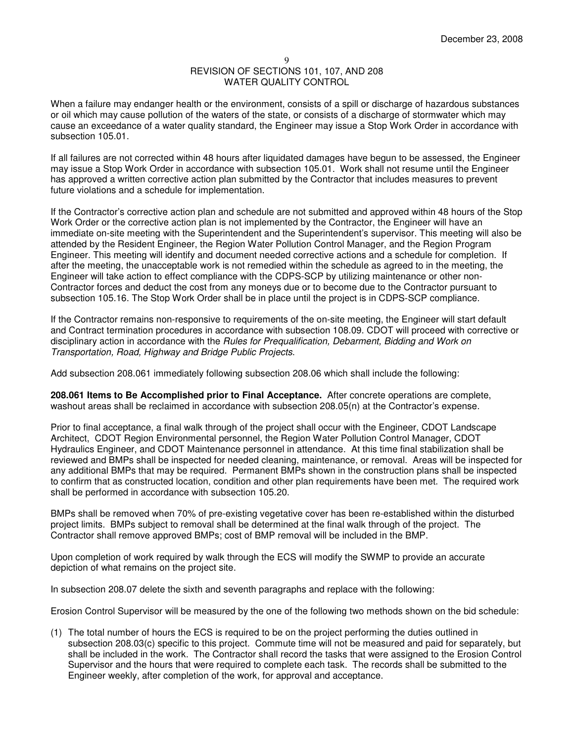REVISION OF SECTIONS 101, 107, AND 208
WATER QUALITY CONTROL

When a failure may endanger health or the environment, consists of a spill or discharge of hazardous substances or oil which may cause pollution of the waters of the state, or consists of a discharge of stormwater which may cause an exceedance of a water quality standard, the Engineer may issue a Stop Work Order in accordance with subsection 105.01.

If all failures are not corrected within 48 hours after liquidated damages have begun to be assessed, the Engineer may issue a Stop Work Order in accordance with subsection 105.01. Work shall not resume until the Engineer has approved a written corrective action plan submitted by the Contractor that includes measures to prevent future violations and a schedule for implementation.

If the Contractor's corrective action plan and schedule are not submitted and approved within 48 hours of the Stop Work Order or the corrective action plan is not implemented by the Contractor, the Engineer will have an immediate on-site meeting with the Superintendent and the Superintendent's supervisor. This meeting will also be attended by the Resident Engineer, the Region Water Pollution Control Manager, and the Region Program Engineer. This meeting will identify and document needed corrective actions and a schedule for completion. If after the meeting, the unacceptable work is not remedied within the schedule as agreed to in the meeting, the Engineer will take action to effect compliance with the CDPS-SCP by utilizing maintenance or other non-Contractor forces and deduct the cost from any moneys due or to become due to the Contractor pursuant to subsection 105.16. The Stop Work Order shall be in place until the project is in CDPS-SCP compliance.

If the Contractor remains non-responsive to requirements of the on-site meeting, the Engineer will start default and Contract termination procedures in accordance with subsection 108.09. CDOT will proceed with corrective or disciplinary action in accordance with the *Rules for Prequalification, Debarment, Bidding and Work on Transportation, Road, Highway and Bridge Public Projects*.

Add subsection 208.061 immediately following subsection 208.06 which shall include the following:

**208.061 Items to Be Accomplished prior to Final Acceptance.** After concrete operations are complete, washout areas shall be reclaimed in accordance with subsection 208.05(n) at the Contractor's expense.

Prior to final acceptance, a final walk through of the project shall occur with the Engineer, CDOT Landscape Architect, CDOT Region Environmental personnel, the Region Water Pollution Control Manager, CDOT Hydraulics Engineer, and CDOT Maintenance personnel in attendance. At this time final stabilization shall be reviewed and BMPs shall be inspected for needed cleaning, maintenance, or removal. Areas will be inspected for any additional BMPs that may be required. Permanent BMPs shown in the construction plans shall be inspected to confirm that as constructed location, condition and other plan requirements have been met. The required work shall be performed in accordance with subsection 105.20.

BMPs shall be removed when 70% of pre-existing vegetative cover has been re-established within the disturbed project limits. BMPs subject to removal shall be determined at the final walk through of the project. The Contractor shall remove approved BMPs; cost of BMP removal will be included in the BMP.

Upon completion of work required by walk through the ECS will modify the SWMP to provide an accurate depiction of what remains on the project site.

In subsection 208.07 delete the sixth and seventh paragraphs and replace with the following:

Erosion Control Supervisor will be measured by the one of the following two methods shown on the bid schedule:

(1) The total number of hours the ECS is required to be on the project performing the duties outlined in subsection 208.03(c) specific to this project. Commute time will not be measured and paid for separately, but shall be included in the work. The Contractor shall record the tasks that were assigned to the Erosion Control Supervisor and the hours that were required to complete each task. The records shall be submitted to the Engineer weekly, after completion of the work, for approval and acceptance.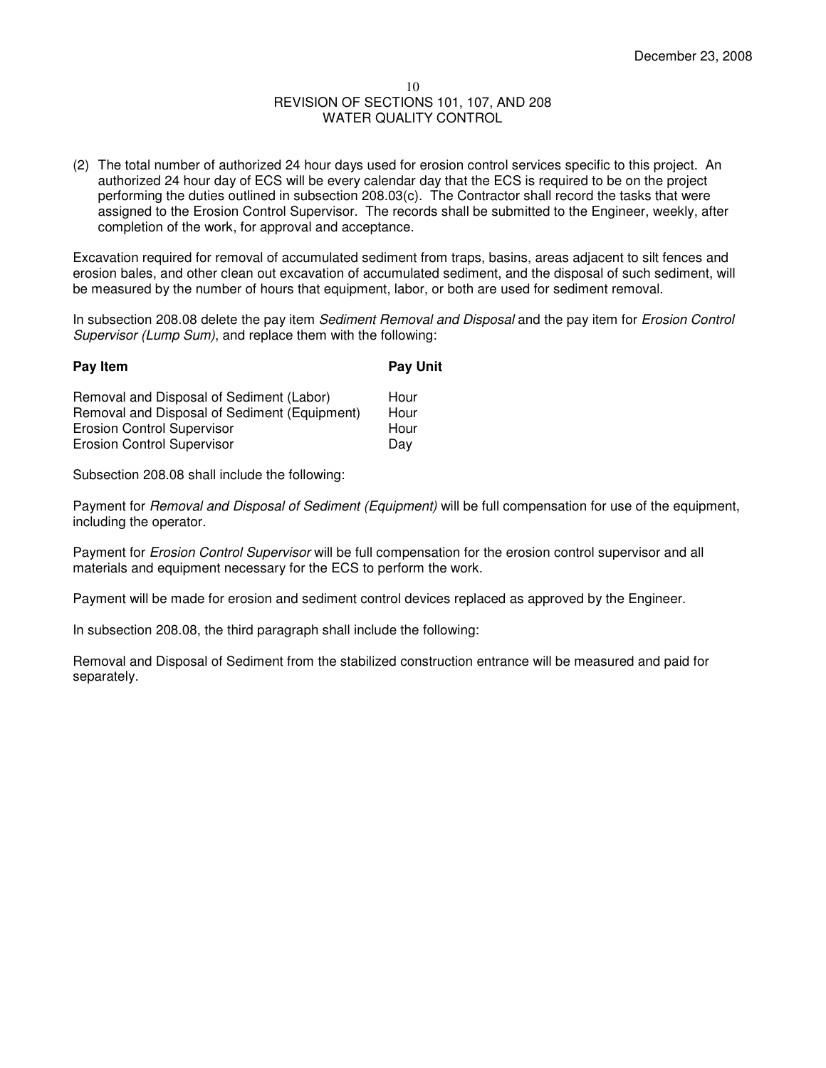(2) The total number of authorized 24 hour days used for erosion control services specific to this project. An authorized 24 hour day of ECS will be every calendar day that the ECS is required to be on the project performing the duties outlined in subsection 208.03(c). The Contractor shall record the tasks that were assigned to the Erosion Control Supervisor. The records shall be submitted to the Engineer, weekly, after completion of the work, for approval and acceptance.

Excavation required for removal of accumulated sediment from traps, basins, areas adjacent to silt fences and erosion bales, and other clean out excavation of accumulated sediment, and the disposal of such sediment, will be measured by the number of hours that equipment, labor, or both are used for sediment removal.

In subsection 208.08 delete the pay item *Sediment Removal and Disposal* and the pay item for *Erosion Control Supervisor (Lump Sum)*, and replace them with the following:

| **Pay Item** | **Pay Unit** |
|---|---|
| Removal and Disposal of Sediment (Labor) | Hour |
| Removal and Disposal of Sediment (Equipment) | Hour |
| Erosion Control Supervisor | Hour |
| Erosion Control Supervisor | Day |

Subsection 208.08 shall include the following:

Payment for *Removal and Disposal of Sediment (Equipment)* will be full compensation for use of the equipment, including the operator.

Payment for *Erosion Control Supervisor* will be full compensation for the erosion control supervisor and all materials and equipment necessary for the ECS to perform the work.

Payment will be made for erosion and sediment control devices replaced as approved by the Engineer.

In subsection 208.08, the third paragraph shall include the following:

Removal and Disposal of Sediment from the stabilized construction entrance will be measured and paid for separately.